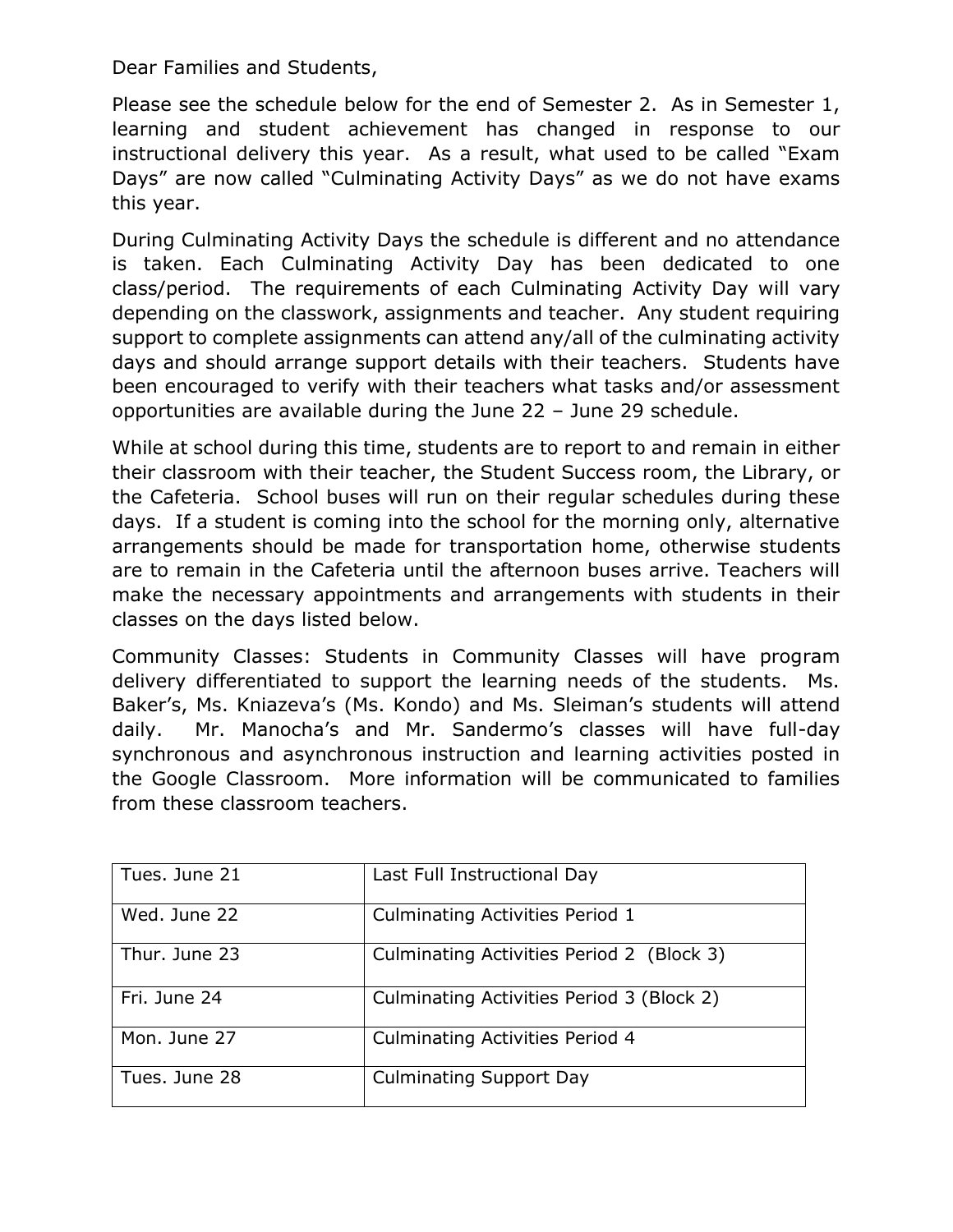Dear Families and Students,

Please see the schedule below for the end of Semester 2. As in Semester 1, learning and student achievement has changed in response to our instructional delivery this year. As a result, what used to be called "Exam Days" are now called "Culminating Activity Days" as we do not have exams this year.

During Culminating Activity Days the schedule is different and no attendance is taken. Each Culminating Activity Day has been dedicated to one class/period. The requirements of each Culminating Activity Day will vary depending on the classwork, assignments and teacher. Any student requiring support to complete assignments can attend any/all of the culminating activity days and should arrange support details with their teachers. Students have been encouraged to verify with their teachers what tasks and/or assessment opportunities are available during the June 22 – June 29 schedule.

While at school during this time, students are to report to and remain in either their classroom with their teacher, the Student Success room, the Library, or the Cafeteria. School buses will run on their regular schedules during these days. If a student is coming into the school for the morning only, alternative arrangements should be made for transportation home, otherwise students are to remain in the Cafeteria until the afternoon buses arrive. Teachers will make the necessary appointments and arrangements with students in their classes on the days listed below.

Community Classes: Students in Community Classes will have program delivery differentiated to support the learning needs of the students. Ms. Baker's, Ms. Kniazeva's (Ms. Kondo) and Ms. Sleiman's students will attend daily. Mr. Manocha's and Mr. Sandermo's classes will have full-day synchronous and asynchronous instruction and learning activities posted in the Google Classroom. More information will be communicated to families from these classroom teachers.

| | |
|---|---|
| Tues. June 21 | Last Full Instructional Day |
| Wed. June 22 | Culminating Activities Period 1 |
| Thur. June 23 | Culminating Activities Period 2 (Block 3) |
| Fri. June 24 | Culminating Activities Period 3 (Block 2) |
| Mon. June 27 | Culminating Activities Period 4 |
| Tues. June 28 | Culminating Support Day |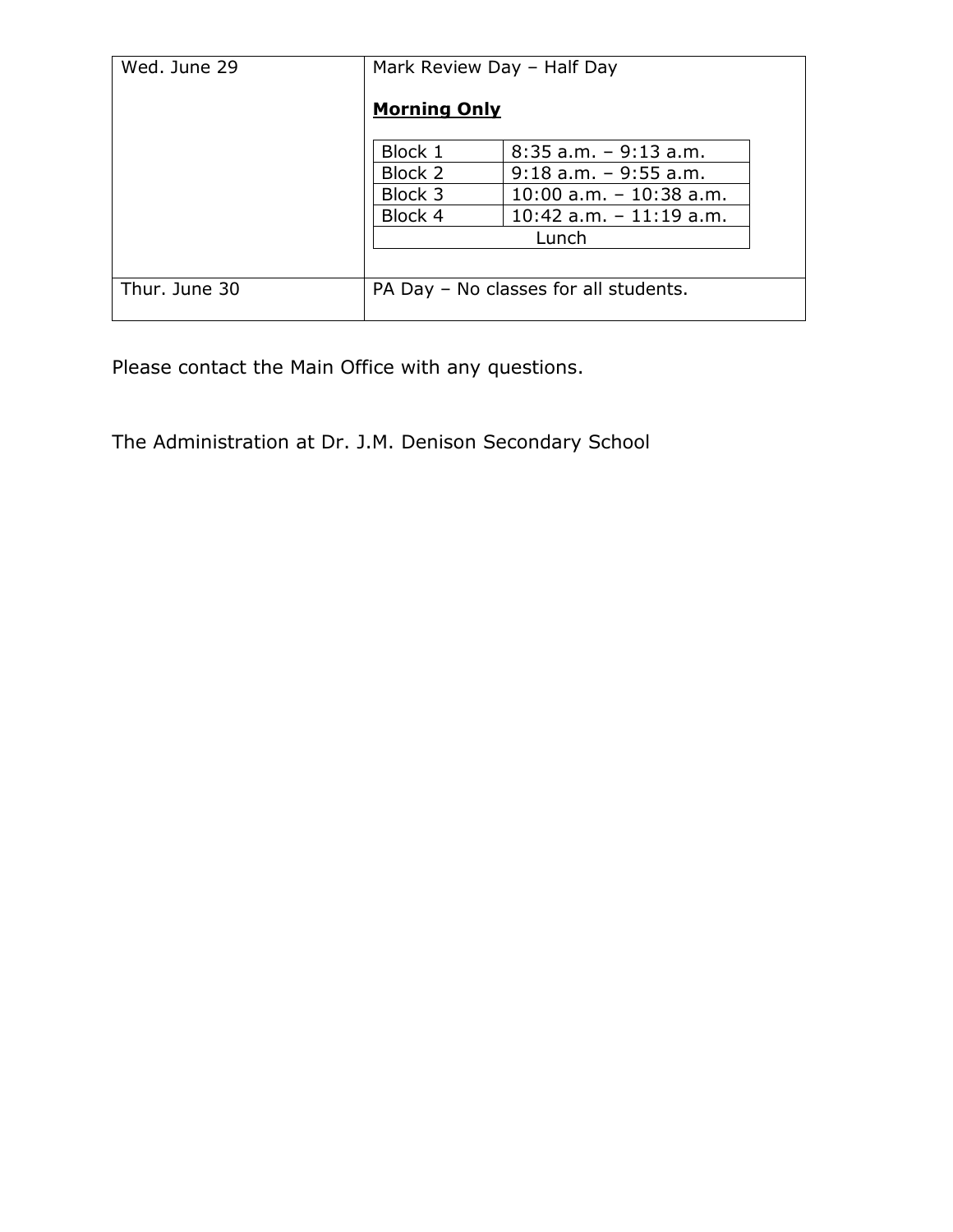| | |
|---|---|
| Wed. June 29 | Mark Review Day – Half Day<br><br>**<u>Morning Only</u>**<br><br>Block 1 — 8:35 a.m. – 9:13 a.m.<br>Block 2 — 9:18 a.m. – 9:55 a.m.<br>Block 3 — 10:00 a.m. – 10:38 a.m.<br>Block 4 — 10:42 a.m. – 11:19 a.m.<br>Lunch |
| Thur. June 30 | PA Day – No classes for all students. |

Please contact the Main Office with any questions.

The Administration at Dr. J.M. Denison Secondary School